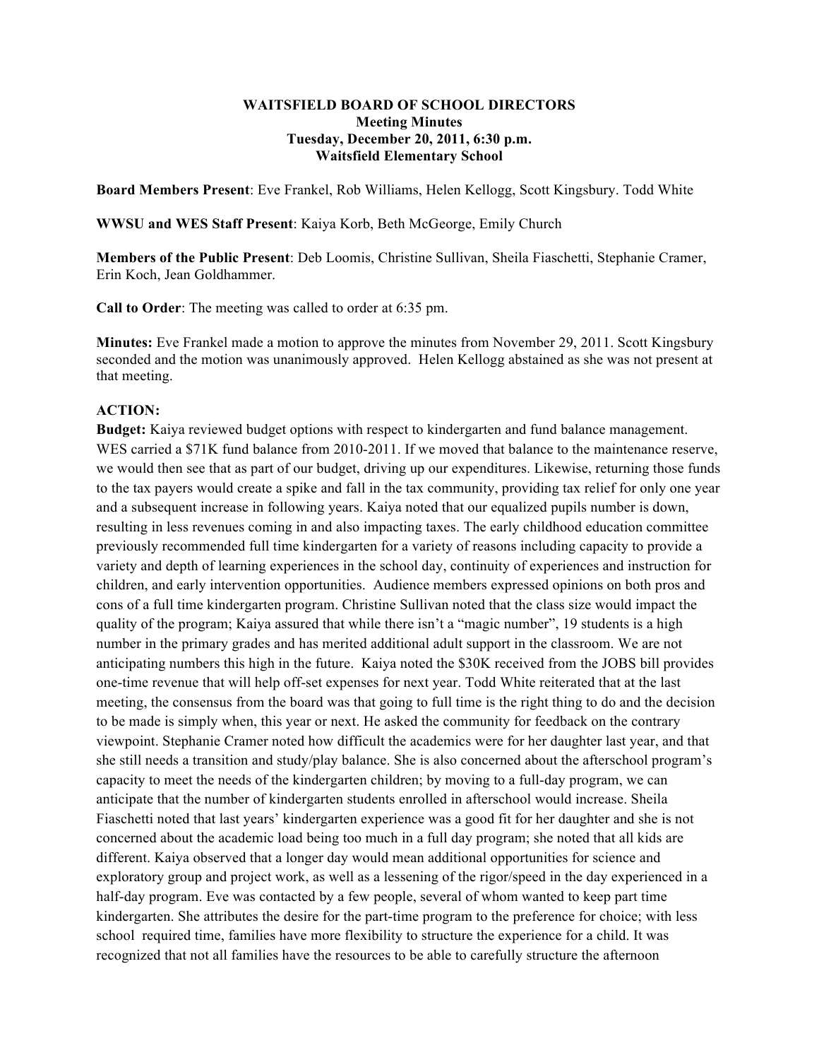**WAITSFIELD BOARD OF SCHOOL DIRECTORS**
**Meeting Minutes**
**Tuesday, December 20, 2011, 6:30 p.m.**
**Waitsfield Elementary School**

**Board Members Present**: Eve Frankel, Rob Williams, Helen Kellogg, Scott Kingsbury. Todd White

**WWSU and WES Staff Present**: Kaiya Korb, Beth McGeorge, Emily Church

**Members of the Public Present**: Deb Loomis, Christine Sullivan, Sheila Fiaschetti, Stephanie Cramer, Erin Koch, Jean Goldhammer.

**Call to Order**: The meeting was called to order at 6:35 pm.

**Minutes:** Eve Frankel made a motion to approve the minutes from November 29, 2011. Scott Kingsbury seconded and the motion was unanimously approved. Helen Kellogg abstained as she was not present at that meeting.

**ACTION:**

**Budget:** Kaiya reviewed budget options with respect to kindergarten and fund balance management. WES carried a $71K fund balance from 2010-2011. If we moved that balance to the maintenance reserve, we would then see that as part of our budget, driving up our expenditures. Likewise, returning those funds to the tax payers would create a spike and fall in the tax community, providing tax relief for only one year and a subsequent increase in following years. Kaiya noted that our equalized pupils number is down, resulting in less revenues coming in and also impacting taxes. The early childhood education committee previously recommended full time kindergarten for a variety of reasons including capacity to provide a variety and depth of learning experiences in the school day, continuity of experiences and instruction for children, and early intervention opportunities. Audience members expressed opinions on both pros and cons of a full time kindergarten program. Christine Sullivan noted that the class size would impact the quality of the program; Kaiya assured that while there isn't a "magic number", 19 students is a high number in the primary grades and has merited additional adult support in the classroom. We are not anticipating numbers this high in the future. Kaiya noted the $30K received from the JOBS bill provides one-time revenue that will help off-set expenses for next year. Todd White reiterated that at the last meeting, the consensus from the board was that going to full time is the right thing to do and the decision to be made is simply when, this year or next. He asked the community for feedback on the contrary viewpoint. Stephanie Cramer noted how difficult the academics were for her daughter last year, and that she still needs a transition and study/play balance. She is also concerned about the afterschool program's capacity to meet the needs of the kindergarten children; by moving to a full-day program, we can anticipate that the number of kindergarten students enrolled in afterschool would increase. Sheila Fiaschetti noted that last years' kindergarten experience was a good fit for her daughter and she is not concerned about the academic load being too much in a full day program; she noted that all kids are different. Kaiya observed that a longer day would mean additional opportunities for science and exploratory group and project work, as well as a lessening of the rigor/speed in the day experienced in a half-day program. Eve was contacted by a few people, several of whom wanted to keep part time kindergarten. She attributes the desire for the part-time program to the preference for choice; with less school required time, families have more flexibility to structure the experience for a child. It was recognized that not all families have the resources to be able to carefully structure the afternoon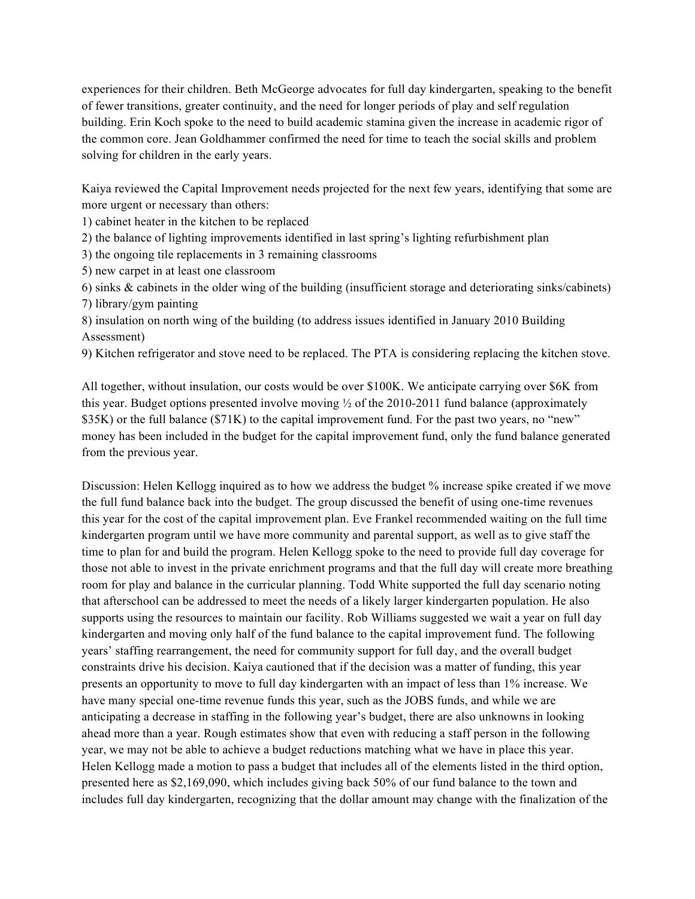experiences for their children. Beth McGeorge advocates for full day kindergarten, speaking to the benefit of fewer transitions, greater continuity, and the need for longer periods of play and self regulation building. Erin Koch spoke to the need to build academic stamina given the increase in academic rigor of the common core. Jean Goldhammer confirmed the need for time to teach the social skills and problem solving for children in the early years.

Kaiya reviewed the Capital Improvement needs projected for the next few years, identifying that some are more urgent or necessary than others:

1) cabinet heater in the kitchen to be replaced
2) the balance of lighting improvements identified in last spring's lighting refurbishment plan
3) the ongoing tile replacements in 3 remaining classrooms
5) new carpet in at least one classroom
6) sinks & cabinets in the older wing of the building (insufficient storage and deteriorating sinks/cabinets)
7) library/gym painting
8) insulation on north wing of the building (to address issues identified in January 2010 Building Assessment)
9) Kitchen refrigerator and stove need to be replaced. The PTA is considering replacing the kitchen stove.

All together, without insulation, our costs would be over $100K. We anticipate carrying over $6K from this year. Budget options presented involve moving ½ of the 2010-2011 fund balance (approximately $35K) or the full balance ($71K) to the capital improvement fund. For the past two years, no "new" money has been included in the budget for the capital improvement fund, only the fund balance generated from the previous year.

Discussion: Helen Kellogg inquired as to how we address the budget % increase spike created if we move the full fund balance back into the budget. The group discussed the benefit of using one-time revenues this year for the cost of the capital improvement plan. Eve Frankel recommended waiting on the full time kindergarten program until we have more community and parental support, as well as to give staff the time to plan for and build the program. Helen Kellogg spoke to the need to provide full day coverage for those not able to invest in the private enrichment programs and that the full day will create more breathing room for play and balance in the curricular planning. Todd White supported the full day scenario noting that afterschool can be addressed to meet the needs of a likely larger kindergarten population. He also supports using the resources to maintain our facility. Rob Williams suggested we wait a year on full day kindergarten and moving only half of the fund balance to the capital improvement fund. The following years' staffing rearrangement, the need for community support for full day, and the overall budget constraints drive his decision. Kaiya cautioned that if the decision was a matter of funding, this year presents an opportunity to move to full day kindergarten with an impact of less than 1% increase. We have many special one-time revenue funds this year, such as the JOBS funds, and while we are anticipating a decrease in staffing in the following year's budget, there are also unknowns in looking ahead more than a year. Rough estimates show that even with reducing a staff person in the following year, we may not be able to achieve a budget reductions matching what we have in place this year. Helen Kellogg made a motion to pass a budget that includes all of the elements listed in the third option, presented here as $2,169,090, which includes giving back 50% of our fund balance to the town and includes full day kindergarten, recognizing that the dollar amount may change with the finalization of the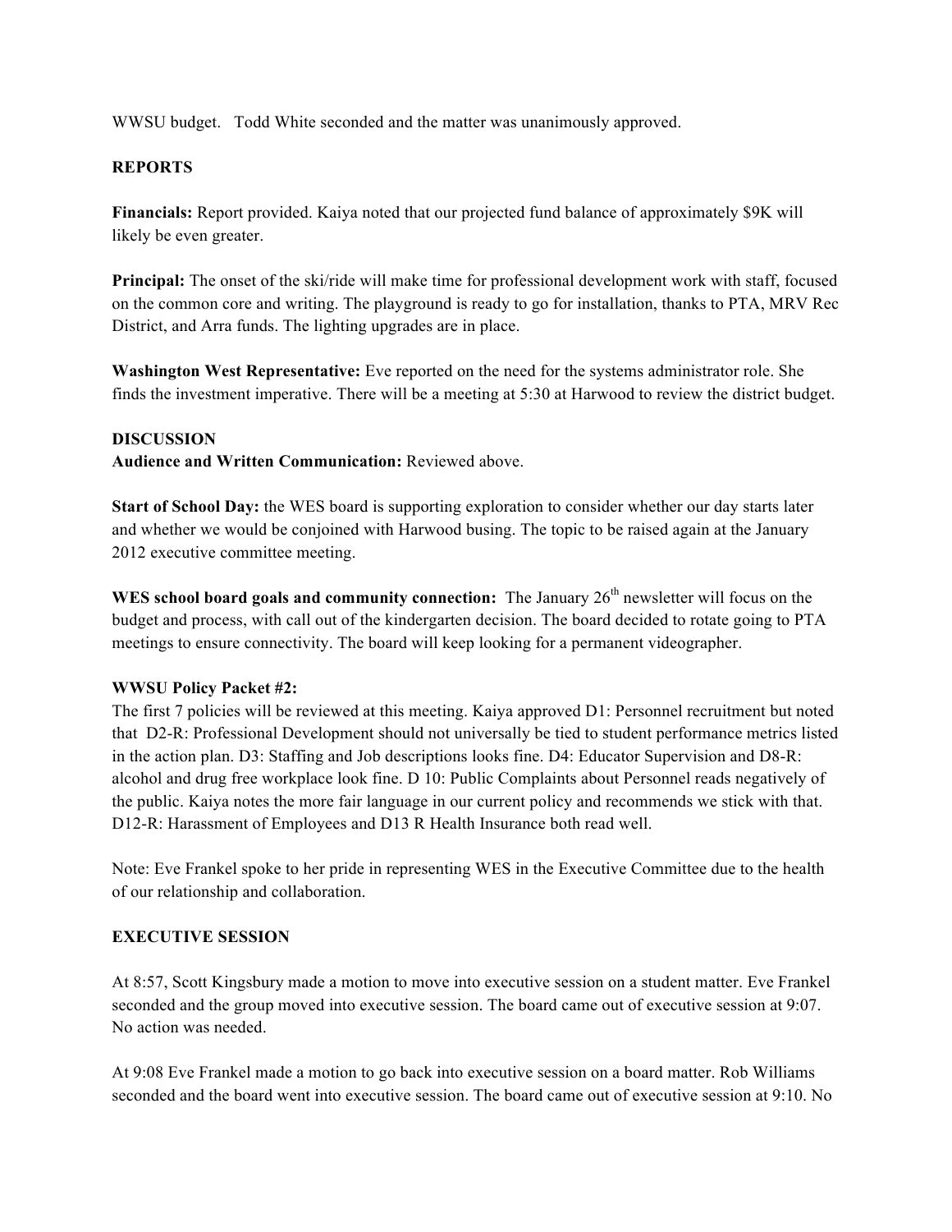WWSU budget.   Todd White seconded and the matter was unanimously approved.

**REPORTS**

**Financials:** Report provided. Kaiya noted that our projected fund balance of approximately $9K will likely be even greater.

**Principal:** The onset of the ski/ride will make time for professional development work with staff, focused on the common core and writing. The playground is ready to go for installation, thanks to PTA, MRV Rec District, and Arra funds. The lighting upgrades are in place.

**Washington West Representative:** Eve reported on the need for the systems administrator role. She finds the investment imperative. There will be a meeting at 5:30 at Harwood to review the district budget.

**DISCUSSION**
**Audience and Written Communication:** Reviewed above.

**Start of School Day:** the WES board is supporting exploration to consider whether our day starts later and whether we would be conjoined with Harwood busing. The topic to be raised again at the January 2012 executive committee meeting.

**WES school board goals and community connection:** The January 26th newsletter will focus on the budget and process, with call out of the kindergarten decision. The board decided to rotate going to PTA meetings to ensure connectivity. The board will keep looking for a permanent videographer.

**WWSU Policy Packet #2:**
The first 7 policies will be reviewed at this meeting. Kaiya approved D1: Personnel recruitment but noted that D2-R: Professional Development should not universally be tied to student performance metrics listed in the action plan. D3: Staffing and Job descriptions looks fine. D4: Educator Supervision and D8-R: alcohol and drug free workplace look fine. D 10: Public Complaints about Personnel reads negatively of the public. Kaiya notes the more fair language in our current policy and recommends we stick with that. D12-R: Harassment of Employees and D13 R Health Insurance both read well.

Note: Eve Frankel spoke to her pride in representing WES in the Executive Committee due to the health of our relationship and collaboration.

**EXECUTIVE SESSION**

At 8:57, Scott Kingsbury made a motion to move into executive session on a student matter. Eve Frankel seconded and the group moved into executive session. The board came out of executive session at 9:07. No action was needed.

At 9:08 Eve Frankel made a motion to go back into executive session on a board matter. Rob Williams seconded and the board went into executive session. The board came out of executive session at 9:10. No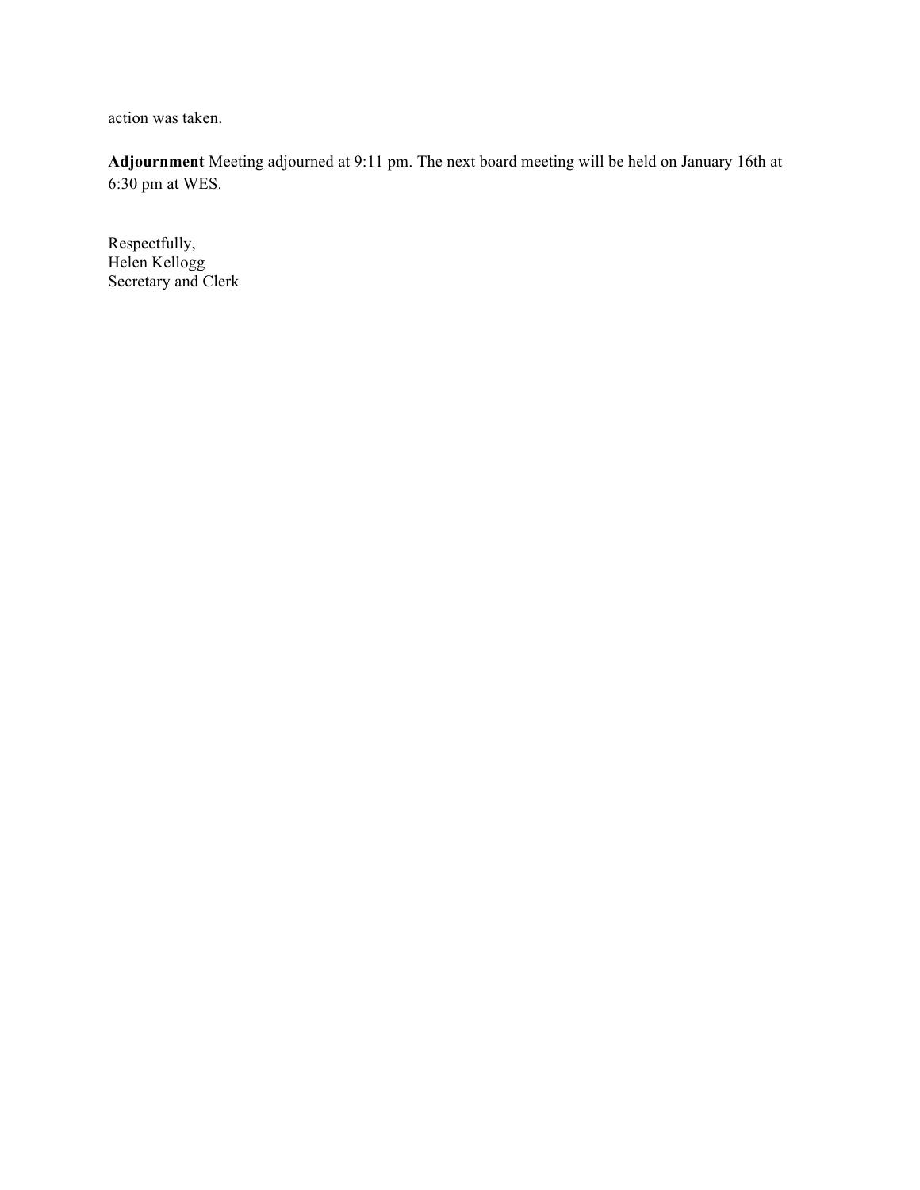action was taken.

**Adjournment** Meeting adjourned at 9:11 pm. The next board meeting will be held on January 16th at 6:30 pm at WES.

Respectfully,
Helen Kellogg
Secretary and Clerk